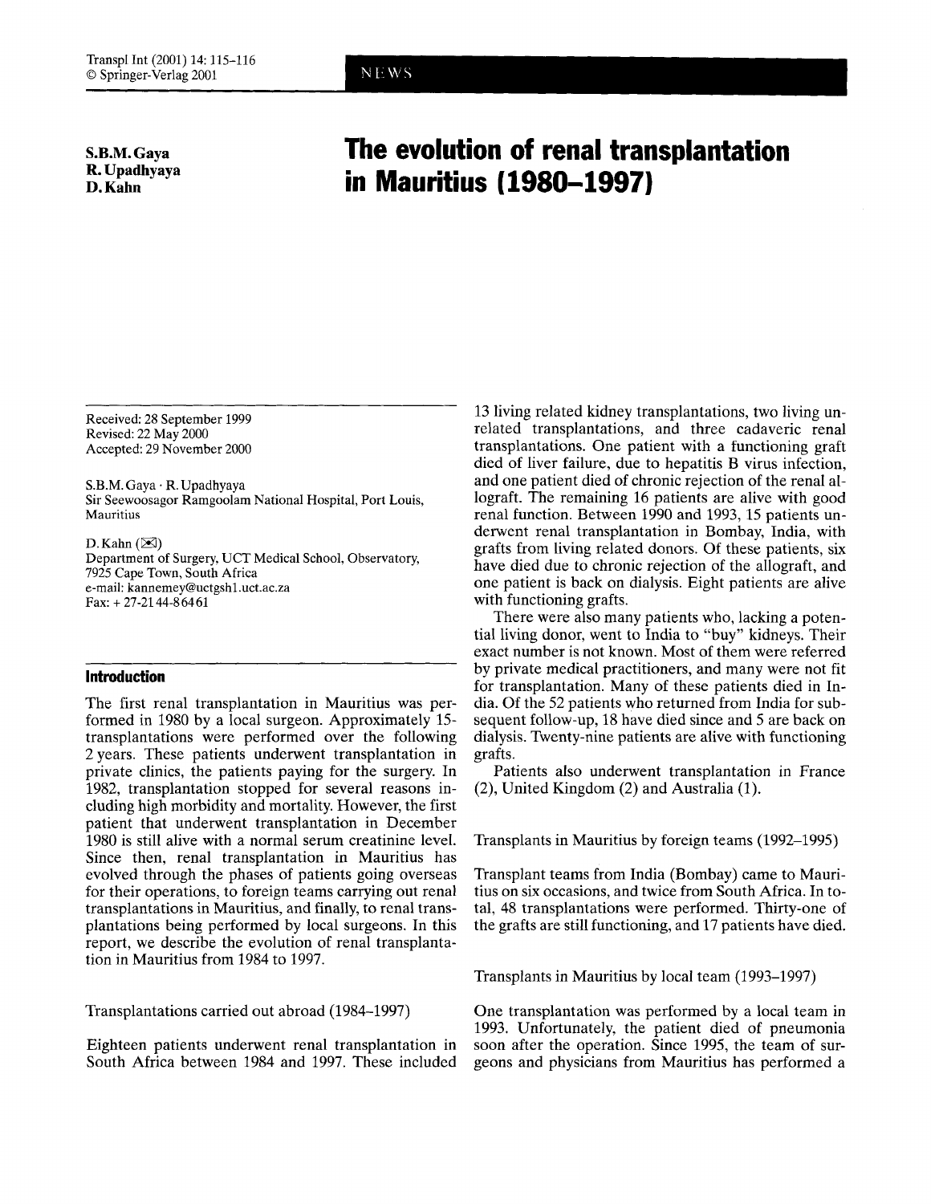# The evolution of renal transplantation in Mauritius (1980–1997)

**S.B.M. Gaya**
**R. Upadhyaya**
**D. Kahn**

Received: 28 September 1999
Revised: 22 May 2000
Accepted: 29 November 2000

S.B.M. Gaya · R. Upadhyaya
Sir Seewoosagor Ramgoolam National Hospital, Port Louis, Mauritius

D. Kahn (✉)
Department of Surgery, UCT Medical School, Observatory, 7925 Cape Town, South Africa
e-mail: kannemey@uctgsh1.uct.ac.za
Fax: + 27-21 44-8 64 61

## Introduction

The first renal transplantation in Mauritius was performed in 1980 by a local surgeon. Approximately 15-transplantations were performed over the following 2 years. These patients underwent transplantation in private clinics, the patients paying for the surgery. In 1982, transplantation stopped for several reasons including high morbidity and mortality. However, the first patient that underwent transplantation in December 1980 is still alive with a normal serum creatinine level. Since then, renal transplantation in Mauritius has evolved through the phases of patients going overseas for their operations, to foreign teams carrying out renal transplantations in Mauritius, and finally, to renal transplantations being performed by local surgeons. In this report, we describe the evolution of renal transplantation in Mauritius from 1984 to 1997.

### Transplantations carried out abroad (1984–1997)

Eighteen patients underwent renal transplantation in South Africa between 1984 and 1997. These included 13 living related kidney transplantations, two living unrelated transplantations, and three cadaveric renal transplantations. One patient with a functioning graft died of liver failure, due to hepatitis B virus infection, and one patient died of chronic rejection of the renal allograft. The remaining 16 patients are alive with good renal function. Between 1990 and 1993, 15 patients underwent renal transplantation in Bombay, India, with grafts from living related donors. Of these patients, six have died due to chronic rejection of the allograft, and one patient is back on dialysis. Eight patients are alive with functioning grafts.

There were also many patients who, lacking a potential living donor, went to India to "buy" kidneys. Their exact number is not known. Most of them were referred by private medical practitioners, and many were not fit for transplantation. Many of these patients died in India. Of the 52 patients who returned from India for subsequent follow-up, 18 have died since and 5 are back on dialysis. Twenty-nine patients are alive with functioning grafts.

Patients also underwent transplantation in France (2), United Kingdom (2) and Australia (1).

### Transplants in Mauritius by foreign teams (1992–1995)

Transplant teams from India (Bombay) came to Mauritius on six occasions, and twice from South Africa. In total, 48 transplantations were performed. Thirty-one of the grafts are still functioning, and 17 patients have died.

### Transplants in Mauritius by local team (1993–1997)

One transplantation was performed by a local team in 1993. Unfortunately, the patient died of pneumonia soon after the operation. Since 1995, the team of surgeons and physicians from Mauritius has performed a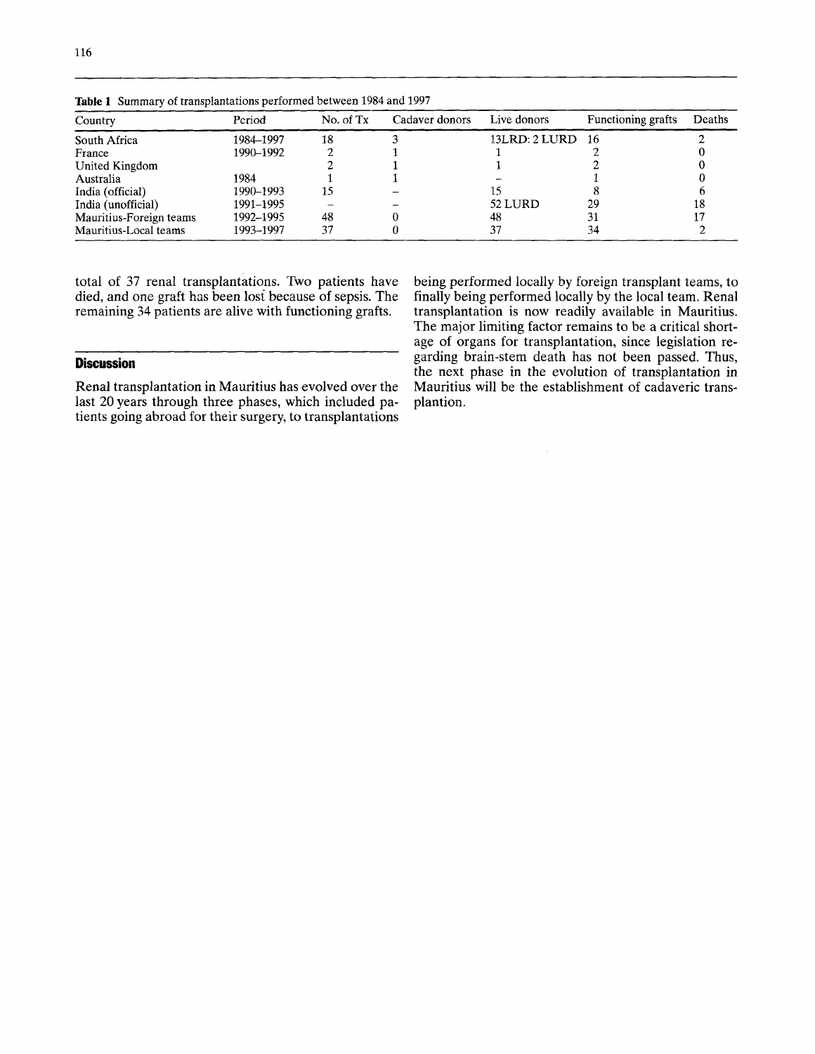**Table 1** Summary of transplantations performed between 1984 and 1997

| Country | Period | No. of Tx | Cadaver donors | Live donors | Functioning grafts | Deaths |
|---|---|---|---|---|---|---|
| South Africa | 1984–1997 | 18 | 3 | 13LRD: 2 LURD | 16 | 2 |
| France | 1990–1992 | 2 | 1 | 1 | 2 | 0 |
| United Kingdom | | 2 | 1 | 1 | 2 | 0 |
| Australia | 1984 | 1 | 1 | – | 1 | 0 |
| India (official) | 1990–1993 | 15 | – | 15 | 8 | 6 |
| India (unofficial) | 1991–1995 | – | – | 52 LURD | 29 | 18 |
| Mauritius-Foreign teams | 1992–1995 | 48 | 0 | 48 | 31 | 17 |
| Mauritius-Local teams | 1993–1997 | 37 | 0 | 37 | 34 | 2 |

total of 37 renal transplantations. Two patients have died, and one graft has been lost because of sepsis. The remaining 34 patients are alive with functioning grafts.

## Discussion

Renal transplantation in Mauritius has evolved over the last 20 years through three phases, which included patients going abroad for their surgery, to transplantations being performed locally by foreign transplant teams, to finally being performed locally by the local team. Renal transplantation is now readily available in Mauritius. The major limiting factor remains to be a critical shortage of organs for transplantation, since legislation regarding brain-stem death has not been passed. Thus, the next phase in the evolution of transplantation in Mauritius will be the establishment of cadaveric transplantion.